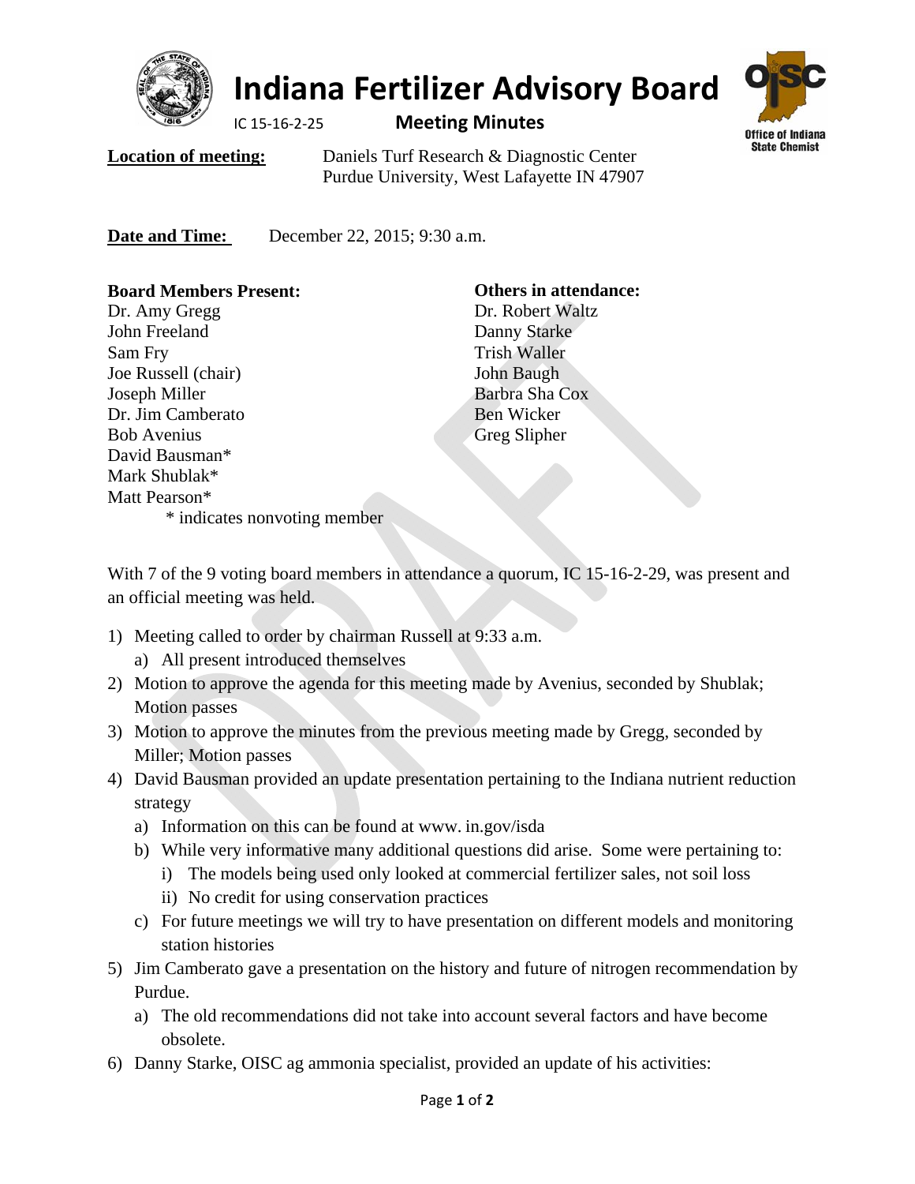# Indiana Fertilizer Advisory Board

IC 15-16-2-25 **Meeting Minutes**

**Location of meeting:** Daniels Turf Research & Diagnostic Center
Purdue University, West Lafayette IN 47907

**Date and Time:** December 22, 2015; 9:30 a.m.

**Board Members Present:**
Dr. Amy Gregg
John Freeland
Sam Fry
Joe Russell (chair)
Joseph Miller
Dr. Jim Camberato
Bob Avenius
David Bausman*
Mark Shublak*
Matt Pearson*

\* indicates nonvoting member

**Others in attendance:**
Dr. Robert Waltz
Danny Starke
Trish Waller
John Baugh
Barbra Sha Cox
Ben Wicker
Greg Slipher

With 7 of the 9 voting board members in attendance a quorum, IC 15-16-2-29, was present and an official meeting was held.

1) Meeting called to order by chairman Russell at 9:33 a.m.
   a) All present introduced themselves
2) Motion to approve the agenda for this meeting made by Avenius, seconded by Shublak; Motion passes
3) Motion to approve the minutes from the previous meeting made by Gregg, seconded by Miller; Motion passes
4) David Bausman provided an update presentation pertaining to the Indiana nutrient reduction strategy
   a) Information on this can be found at www. in.gov/isda
   b) While very informative many additional questions did arise. Some were pertaining to:
      i) The models being used only looked at commercial fertilizer sales, not soil loss
      ii) No credit for using conservation practices
   c) For future meetings we will try to have presentation on different models and monitoring station histories
5) Jim Camberato gave a presentation on the history and future of nitrogen recommendation by Purdue.
   a) The old recommendations did not take into account several factors and have become obsolete.
6) Danny Starke, OISC ag ammonia specialist, provided an update of his activities: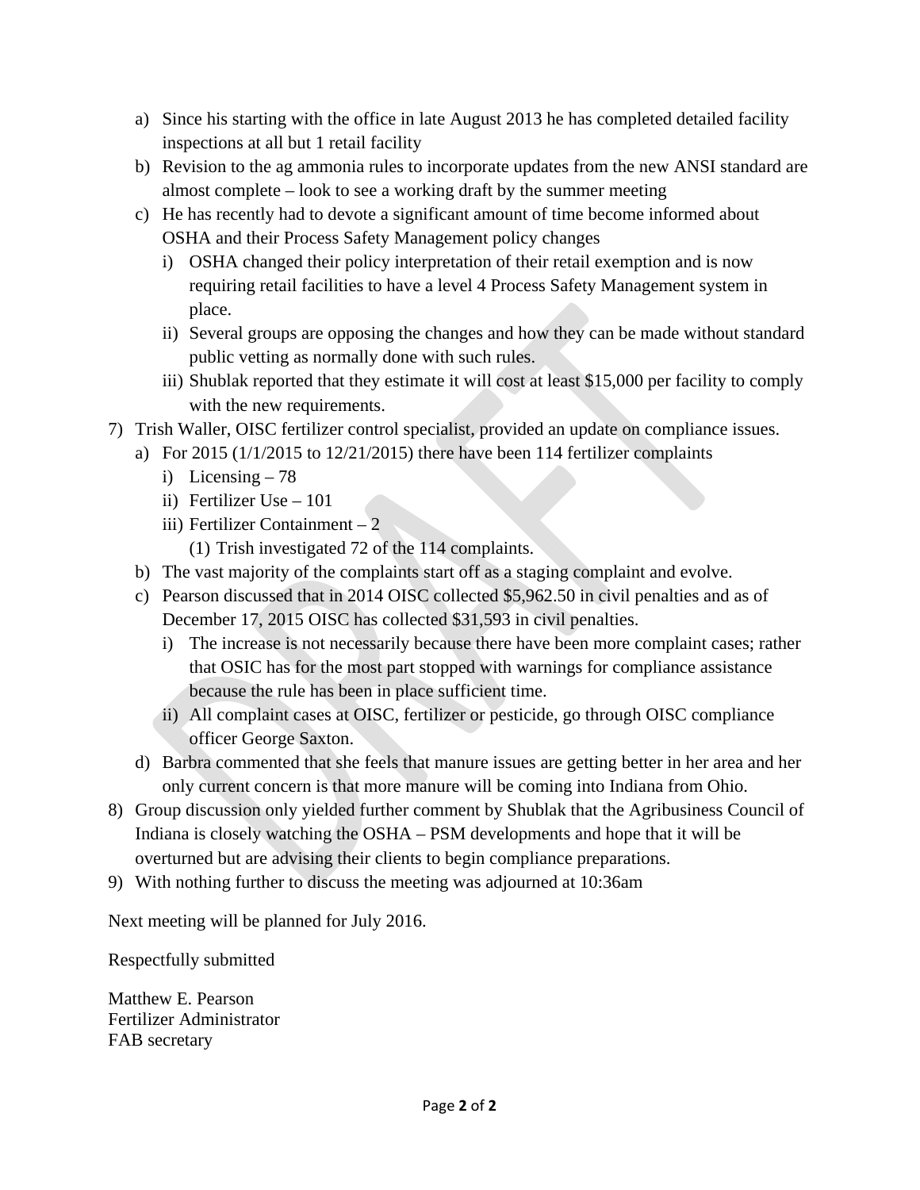a) Since his starting with the office in late August 2013 he has completed detailed facility inspections at all but 1 retail facility
b) Revision to the ag ammonia rules to incorporate updates from the new ANSI standard are almost complete – look to see a working draft by the summer meeting
c) He has recently had to devote a significant amount of time become informed about OSHA and their Process Safety Management policy changes
   i) OSHA changed their policy interpretation of their retail exemption and is now requiring retail facilities to have a level 4 Process Safety Management system in place.
   ii) Several groups are opposing the changes and how they can be made without standard public vetting as normally done with such rules.
   iii) Shublak reported that they estimate it will cost at least $15,000 per facility to comply with the new requirements.

7) Trish Waller, OISC fertilizer control specialist, provided an update on compliance issues.
   a) For 2015 (1/1/2015 to 12/21/2015) there have been 114 fertilizer complaints
      i) Licensing – 78
      ii) Fertilizer Use – 101
      iii) Fertilizer Containment – 2
         (1) Trish investigated 72 of the 114 complaints.
   b) The vast majority of the complaints start off as a staging complaint and evolve.
   c) Pearson discussed that in 2014 OISC collected $5,962.50 in civil penalties and as of December 17, 2015 OISC has collected $31,593 in civil penalties.
      i) The increase is not necessarily because there have been more complaint cases; rather that OSIC has for the most part stopped with warnings for compliance assistance because the rule has been in place sufficient time.
      ii) All complaint cases at OISC, fertilizer or pesticide, go through OISC compliance officer George Saxton.
   d) Barbra commented that she feels that manure issues are getting better in her area and her only current concern is that more manure will be coming into Indiana from Ohio.

8) Group discussion only yielded further comment by Shublak that the Agribusiness Council of Indiana is closely watching the OSHA – PSM developments and hope that it will be overturned but are advising their clients to begin compliance preparations.

9) With nothing further to discuss the meeting was adjourned at 10:36am

Next meeting will be planned for July 2016.

Respectfully submitted

Matthew E. Pearson
Fertilizer Administrator
FAB secretary